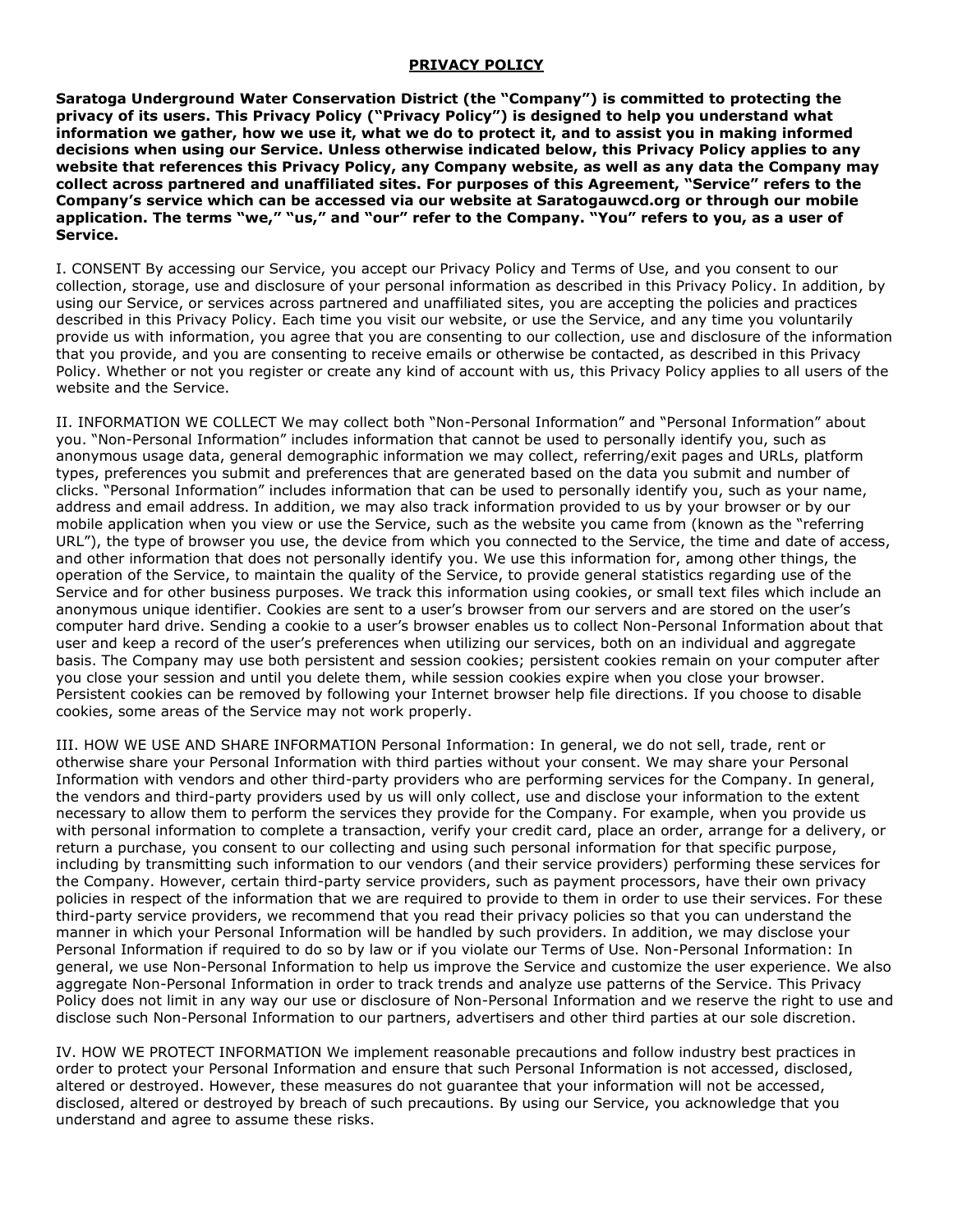# PRIVACY POLICY

**Saratoga Underground Water Conservation District (the "Company") is committed to protecting the privacy of its users. This Privacy Policy ("Privacy Policy") is designed to help you understand what information we gather, how we use it, what we do to protect it, and to assist you in making informed decisions when using our Service. Unless otherwise indicated below, this Privacy Policy applies to any website that references this Privacy Policy, any Company website, as well as any data the Company may collect across partnered and unaffiliated sites. For purposes of this Agreement, "Service" refers to the Company's service which can be accessed via our website at Saratogauwcd.org or through our mobile application. The terms "we," "us," and "our" refer to the Company. "You" refers to you, as a user of Service.**

I. CONSENT By accessing our Service, you accept our Privacy Policy and Terms of Use, and you consent to our collection, storage, use and disclosure of your personal information as described in this Privacy Policy. In addition, by using our Service, or services across partnered and unaffiliated sites, you are accepting the policies and practices described in this Privacy Policy. Each time you visit our website, or use the Service, and any time you voluntarily provide us with information, you agree that you are consenting to our collection, use and disclosure of the information that you provide, and you are consenting to receive emails or otherwise be contacted, as described in this Privacy Policy. Whether or not you register or create any kind of account with us, this Privacy Policy applies to all users of the website and the Service.

II. INFORMATION WE COLLECT We may collect both "Non-Personal Information" and "Personal Information" about you. "Non-Personal Information" includes information that cannot be used to personally identify you, such as anonymous usage data, general demographic information we may collect, referring/exit pages and URLs, platform types, preferences you submit and preferences that are generated based on the data you submit and number of clicks. "Personal Information" includes information that can be used to personally identify you, such as your name, address and email address. In addition, we may also track information provided to us by your browser or by our mobile application when you view or use the Service, such as the website you came from (known as the "referring URL"), the type of browser you use, the device from which you connected to the Service, the time and date of access, and other information that does not personally identify you. We use this information for, among other things, the operation of the Service, to maintain the quality of the Service, to provide general statistics regarding use of the Service and for other business purposes. We track this information using cookies, or small text files which include an anonymous unique identifier. Cookies are sent to a user's browser from our servers and are stored on the user's computer hard drive. Sending a cookie to a user's browser enables us to collect Non-Personal Information about that user and keep a record of the user's preferences when utilizing our services, both on an individual and aggregate basis. The Company may use both persistent and session cookies; persistent cookies remain on your computer after you close your session and until you delete them, while session cookies expire when you close your browser. Persistent cookies can be removed by following your Internet browser help file directions. If you choose to disable cookies, some areas of the Service may not work properly.

III. HOW WE USE AND SHARE INFORMATION Personal Information: In general, we do not sell, trade, rent or otherwise share your Personal Information with third parties without your consent. We may share your Personal Information with vendors and other third-party providers who are performing services for the Company. In general, the vendors and third-party providers used by us will only collect, use and disclose your information to the extent necessary to allow them to perform the services they provide for the Company. For example, when you provide us with personal information to complete a transaction, verify your credit card, place an order, arrange for a delivery, or return a purchase, you consent to our collecting and using such personal information for that specific purpose, including by transmitting such information to our vendors (and their service providers) performing these services for the Company. However, certain third-party service providers, such as payment processors, have their own privacy policies in respect of the information that we are required to provide to them in order to use their services. For these third-party service providers, we recommend that you read their privacy policies so that you can understand the manner in which your Personal Information will be handled by such providers. In addition, we may disclose your Personal Information if required to do so by law or if you violate our Terms of Use. Non-Personal Information: In general, we use Non-Personal Information to help us improve the Service and customize the user experience. We also aggregate Non-Personal Information in order to track trends and analyze use patterns of the Service. This Privacy Policy does not limit in any way our use or disclosure of Non-Personal Information and we reserve the right to use and disclose such Non-Personal Information to our partners, advertisers and other third parties at our sole discretion.

IV. HOW WE PROTECT INFORMATION We implement reasonable precautions and follow industry best practices in order to protect your Personal Information and ensure that such Personal Information is not accessed, disclosed, altered or destroyed. However, these measures do not guarantee that your information will not be accessed, disclosed, altered or destroyed by breach of such precautions. By using our Service, you acknowledge that you understand and agree to assume these risks.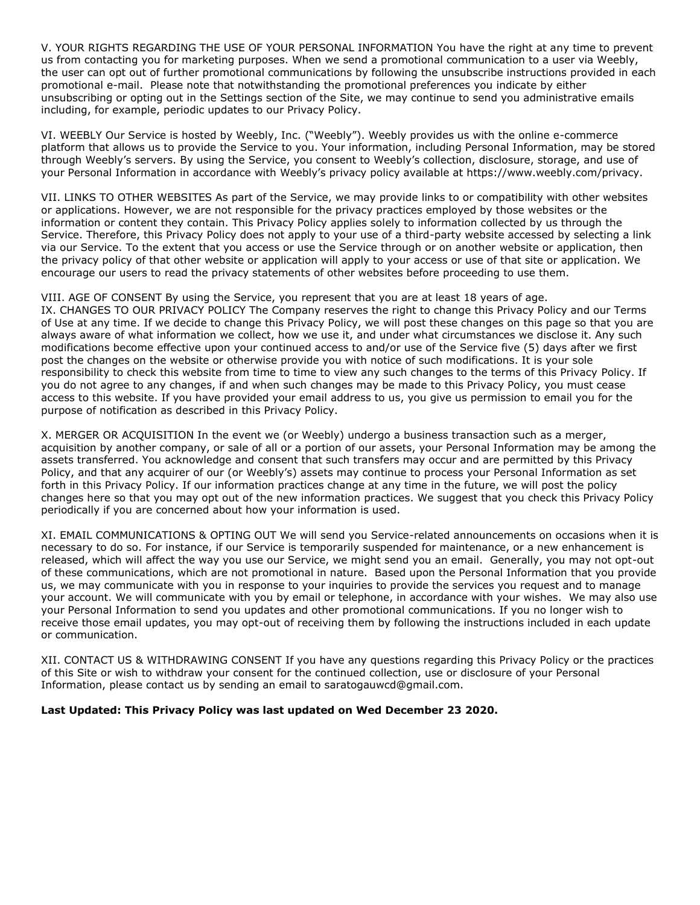V. YOUR RIGHTS REGARDING THE USE OF YOUR PERSONAL INFORMATION You have the right at any time to prevent us from contacting you for marketing purposes. When we send a promotional communication to a user via Weebly, the user can opt out of further promotional communications by following the unsubscribe instructions provided in each promotional e-mail. Please note that notwithstanding the promotional preferences you indicate by either unsubscribing or opting out in the Settings section of the Site, we may continue to send you administrative emails including, for example, periodic updates to our Privacy Policy.

VI. WEEBLY Our Service is hosted by Weebly, Inc. ("Weebly"). Weebly provides us with the online e-commerce platform that allows us to provide the Service to you. Your information, including Personal Information, may be stored through Weebly's servers. By using the Service, you consent to Weebly's collection, disclosure, storage, and use of your Personal Information in accordance with Weebly's privacy policy available at https://www.weebly.com/privacy.

VII. LINKS TO OTHER WEBSITES As part of the Service, we may provide links to or compatibility with other websites or applications. However, we are not responsible for the privacy practices employed by those websites or the information or content they contain. This Privacy Policy applies solely to information collected by us through the Service. Therefore, this Privacy Policy does not apply to your use of a third-party website accessed by selecting a link via our Service. To the extent that you access or use the Service through or on another website or application, then the privacy policy of that other website or application will apply to your access or use of that site or application. We encourage our users to read the privacy statements of other websites before proceeding to use them.

VIII. AGE OF CONSENT By using the Service, you represent that you are at least 18 years of age.
IX. CHANGES TO OUR PRIVACY POLICY The Company reserves the right to change this Privacy Policy and our Terms of Use at any time. If we decide to change this Privacy Policy, we will post these changes on this page so that you are always aware of what information we collect, how we use it, and under what circumstances we disclose it. Any such modifications become effective upon your continued access to and/or use of the Service five (5) days after we first post the changes on the website or otherwise provide you with notice of such modifications. It is your sole responsibility to check this website from time to time to view any such changes to the terms of this Privacy Policy. If you do not agree to any changes, if and when such changes may be made to this Privacy Policy, you must cease access to this website. If you have provided your email address to us, you give us permission to email you for the purpose of notification as described in this Privacy Policy.

X. MERGER OR ACQUISITION In the event we (or Weebly) undergo a business transaction such as a merger, acquisition by another company, or sale of all or a portion of our assets, your Personal Information may be among the assets transferred. You acknowledge and consent that such transfers may occur and are permitted by this Privacy Policy, and that any acquirer of our (or Weebly's) assets may continue to process your Personal Information as set forth in this Privacy Policy. If our information practices change at any time in the future, we will post the policy changes here so that you may opt out of the new information practices. We suggest that you check this Privacy Policy periodically if you are concerned about how your information is used.

XI. EMAIL COMMUNICATIONS & OPTING OUT We will send you Service-related announcements on occasions when it is necessary to do so. For instance, if our Service is temporarily suspended for maintenance, or a new enhancement is released, which will affect the way you use our Service, we might send you an email. Generally, you may not opt-out of these communications, which are not promotional in nature. Based upon the Personal Information that you provide us, we may communicate with you in response to your inquiries to provide the services you request and to manage your account. We will communicate with you by email or telephone, in accordance with your wishes. We may also use your Personal Information to send you updates and other promotional communications. If you no longer wish to receive those email updates, you may opt-out of receiving them by following the instructions included in each update or communication.

XII. CONTACT US & WITHDRAWING CONSENT If you have any questions regarding this Privacy Policy or the practices of this Site or wish to withdraw your consent for the continued collection, use or disclosure of your Personal Information, please contact us by sending an email to saratogauwcd@gmail.com.

**Last Updated: This Privacy Policy was last updated on Wed December 23 2020.**